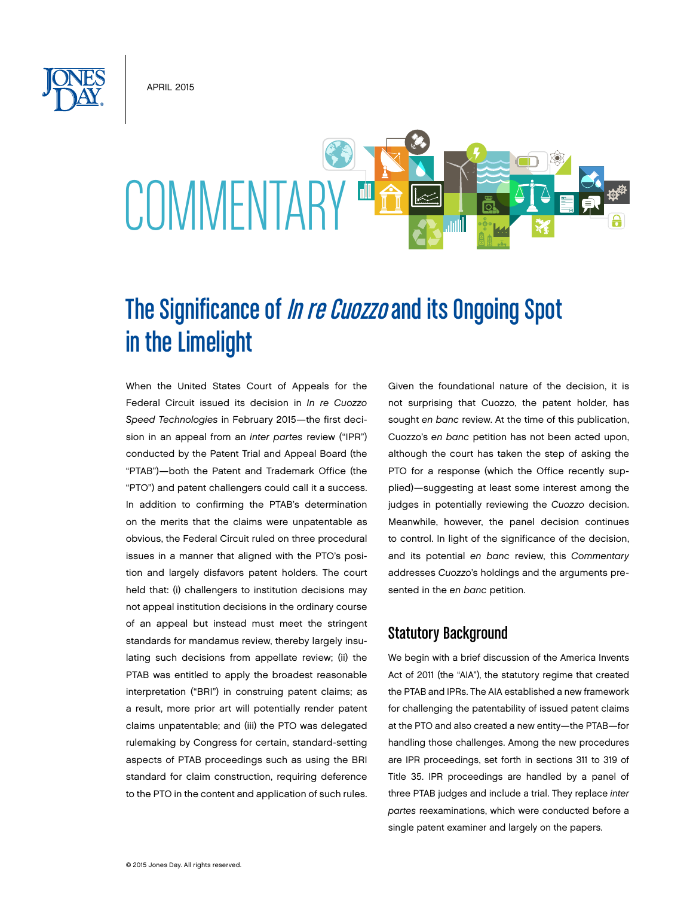APRIL 2015

# COMMENTARY

# The Significance of *In re Cuozzo* and its Ongoing Spot in the Limelight

When the United States Court of Appeals for the Federal Circuit issued its decision in *In re Cuozzo Speed Technologies* in February 2015—the first decision in an appeal from an *inter partes* review ("IPR") conducted by the Patent Trial and Appeal Board (the "PTAB")—both the Patent and Trademark Office (the "PTO") and patent challengers could call it a success. In addition to confirming the PTAB's determination on the merits that the claims were unpatentable as obvious, the Federal Circuit ruled on three procedural issues in a manner that aligned with the PTO's position and largely disfavors patent holders. The court held that: (i) challengers to institution decisions may not appeal institution decisions in the ordinary course of an appeal but instead must meet the stringent standards for mandamus review, thereby largely insulating such decisions from appellate review; (ii) the PTAB was entitled to apply the broadest reasonable interpretation ("BRI") in construing patent claims; as a result, more prior art will potentially render patent claims unpatentable; and (iii) the PTO was delegated rulemaking by Congress for certain, standard-setting aspects of PTAB proceedings such as using the BRI standard for claim construction, requiring deference to the PTO in the content and application of such rules.

Given the foundational nature of the decision, it is not surprising that Cuozzo, the patent holder, has sought *en banc* review. At the time of this publication, Cuozzo's *en banc* petition has not been acted upon, although the court has taken the step of asking the PTO for a response (which the Office recently supplied)—suggesting at least some interest among the judges in potentially reviewing the *Cuozzo* decision. Meanwhile, however, the panel decision continues to control. In light of the significance of the decision, and its potential *en banc* review, this *Commentary* addresses *Cuozzo*'s holdings and the arguments presented in the *en banc* petition.

## Statutory Background

We begin with a brief discussion of the America Invents Act of 2011 (the "AIA"), the statutory regime that created the PTAB and IPRs. The AIA established a new framework for challenging the patentability of issued patent claims at the PTO and also created a new entity—the PTAB—for handling those challenges. Among the new procedures are IPR proceedings, set forth in sections 311 to 319 of Title 35. IPR proceedings are handled by a panel of three PTAB judges and include a trial. They replace *inter partes* reexaminations, which were conducted before a single patent examiner and largely on the papers.

© 2015 Jones Day. All rights reserved.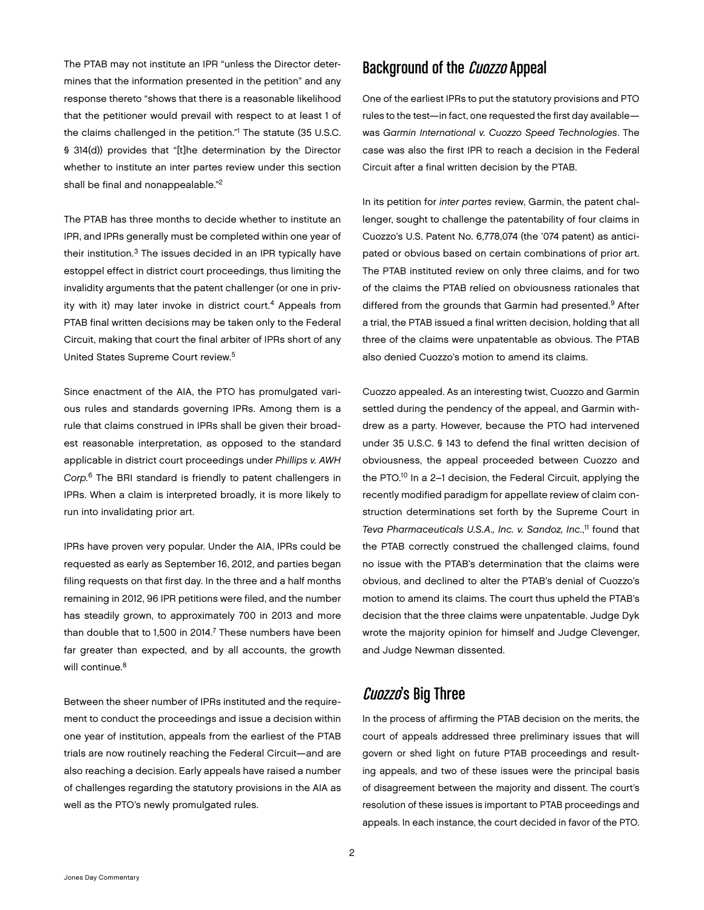The PTAB may not institute an IPR "unless the Director determines that the information presented in the petition" and any response thereto "shows that there is a reasonable likelihood that the petitioner would prevail with respect to at least 1 of the claims challenged in the petition."[1] The statute (35 U.S.C. § 314(d)) provides that "[t]he determination by the Director whether to institute an inter partes review under this section shall be final and nonappealable."[2]

The PTAB has three months to decide whether to institute an IPR, and IPRs generally must be completed within one year of their institution.[3] The issues decided in an IPR typically have estoppel effect in district court proceedings, thus limiting the invalidity arguments that the patent challenger (or one in privity with it) may later invoke in district court.[4] Appeals from PTAB final written decisions may be taken only to the Federal Circuit, making that court the final arbiter of IPRs short of any United States Supreme Court review.[5]

Since enactment of the AIA, the PTO has promulgated various rules and standards governing IPRs. Among them is a rule that claims construed in IPRs shall be given their broadest reasonable interpretation, as opposed to the standard applicable in district court proceedings under *Phillips v. AWH Corp.*[6] The BRI standard is friendly to patent challengers in IPRs. When a claim is interpreted broadly, it is more likely to run into invalidating prior art.

IPRs have proven very popular. Under the AIA, IPRs could be requested as early as September 16, 2012, and parties began filing requests on that first day. In the three and a half months remaining in 2012, 96 IPR petitions were filed, and the number has steadily grown, to approximately 700 in 2013 and more than double that to 1,500 in 2014.[7] These numbers have been far greater than expected, and by all accounts, the growth will continue.[8]

Between the sheer number of IPRs instituted and the requirement to conduct the proceedings and issue a decision within one year of institution, appeals from the earliest of the PTAB trials are now routinely reaching the Federal Circuit—and are also reaching a decision. Early appeals have raised a number of challenges regarding the statutory provisions in the AIA as well as the PTO's newly promulgated rules.

## Background of the *Cuozzo* Appeal

One of the earliest IPRs to put the statutory provisions and PTO rules to the test—in fact, one requested the first day available—was *Garmin International v. Cuozzo Speed Technologies*. The case was also the first IPR to reach a decision in the Federal Circuit after a final written decision by the PTAB.

In its petition for *inter partes* review, Garmin, the patent challenger, sought to challenge the patentability of four claims in Cuozzo's U.S. Patent No. 6,778,074 (the '074 patent) as anticipated or obvious based on certain combinations of prior art. The PTAB instituted review on only three claims, and for two of the claims the PTAB relied on obviousness rationales that differed from the grounds that Garmin had presented.[9] After a trial, the PTAB issued a final written decision, holding that all three of the claims were unpatentable as obvious. The PTAB also denied Cuozzo's motion to amend its claims.

Cuozzo appealed. As an interesting twist, Cuozzo and Garmin settled during the pendency of the appeal, and Garmin withdrew as a party. However, because the PTO had intervened under 35 U.S.C. § 143 to defend the final written decision of obviousness, the appeal proceeded between Cuozzo and the PTO.[10] In a 2–1 decision, the Federal Circuit, applying the recently modified paradigm for appellate review of claim construction determinations set forth by the Supreme Court in *Teva Pharmaceuticals U.S.A., Inc. v. Sandoz, Inc.*,[11] found that the PTAB correctly construed the challenged claims, found no issue with the PTAB's determination that the claims were obvious, and declined to alter the PTAB's denial of Cuozzo's motion to amend its claims. The court thus upheld the PTAB's decision that the three claims were unpatentable. Judge Dyk wrote the majority opinion for himself and Judge Clevenger, and Judge Newman dissented.

## *Cuozzo*'s Big Three

In the process of affirming the PTAB decision on the merits, the court of appeals addressed three preliminary issues that will govern or shed light on future PTAB proceedings and resulting appeals, and two of these issues were the principal basis of disagreement between the majority and dissent. The court's resolution of these issues is important to PTAB proceedings and appeals. In each instance, the court decided in favor of the PTO.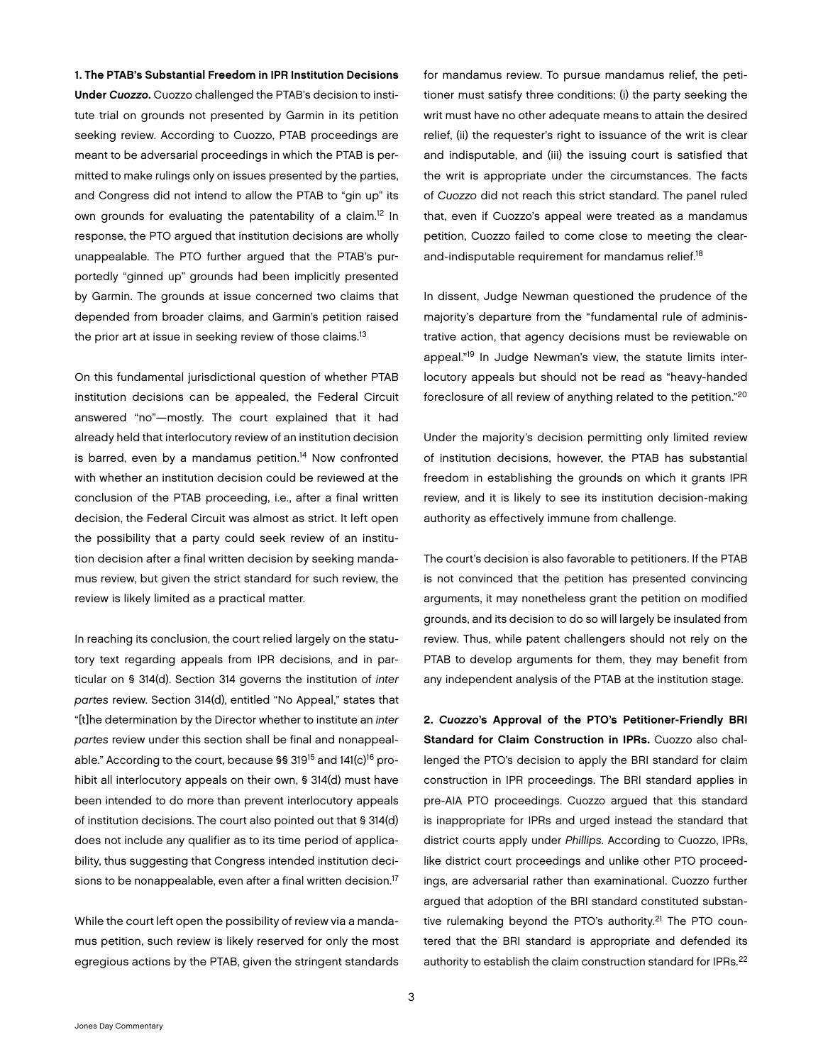**1. The PTAB's Substantial Freedom in IPR Institution Decisions Under *Cuozzo*.** Cuozzo challenged the PTAB's decision to institute trial on grounds not presented by Garmin in its petition seeking review. According to Cuozzo, PTAB proceedings are meant to be adversarial proceedings in which the PTAB is permitted to make rulings only on issues presented by the parties, and Congress did not intend to allow the PTAB to "gin up" its own grounds for evaluating the patentability of a claim.[12] In response, the PTO argued that institution decisions are wholly unappealable. The PTO further argued that the PTAB's purportedly "ginned up" grounds had been implicitly presented by Garmin. The grounds at issue concerned two claims that depended from broader claims, and Garmin's petition raised the prior art at issue in seeking review of those claims.[13]

On this fundamental jurisdictional question of whether PTAB institution decisions can be appealed, the Federal Circuit answered "no"—mostly. The court explained that it had already held that interlocutory review of an institution decision is barred, even by a mandamus petition.[14] Now confronted with whether an institution decision could be reviewed at the conclusion of the PTAB proceeding, i.e., after a final written decision, the Federal Circuit was almost as strict. It left open the possibility that a party could seek review of an institution decision after a final written decision by seeking mandamus review, but given the strict standard for such review, the review is likely limited as a practical matter.

In reaching its conclusion, the court relied largely on the statutory text regarding appeals from IPR decisions, and in particular on § 314(d). Section 314 governs the institution of *inter partes* review. Section 314(d), entitled "No Appeal," states that "[t]he determination by the Director whether to institute an *inter partes* review under this section shall be final and nonappealable." According to the court, because §§ 319[15] and 141(c)[16] prohibit all interlocutory appeals on their own, § 314(d) must have been intended to do more than prevent interlocutory appeals of institution decisions. The court also pointed out that § 314(d) does not include any qualifier as to its time period of applicability, thus suggesting that Congress intended institution decisions to be nonappealable, even after a final written decision.[17]

While the court left open the possibility of review via a mandamus petition, such review is likely reserved for only the most egregious actions by the PTAB, given the stringent standards for mandamus review. To pursue mandamus relief, the petitioner must satisfy three conditions: (i) the party seeking the writ must have no other adequate means to attain the desired relief, (ii) the requester's right to issuance of the writ is clear and indisputable, and (iii) the issuing court is satisfied that the writ is appropriate under the circumstances. The facts of *Cuozzo* did not reach this strict standard. The panel ruled that, even if Cuozzo's appeal were treated as a mandamus petition, Cuozzo failed to come close to meeting the clear-and-indisputable requirement for mandamus relief.[18]

In dissent, Judge Newman questioned the prudence of the majority's departure from the "fundamental rule of administrative action, that agency decisions must be reviewable on appeal."[19] In Judge Newman's view, the statute limits interlocutory appeals but should not be read as "heavy-handed foreclosure of all review of anything related to the petition."[20]

Under the majority's decision permitting only limited review of institution decisions, however, the PTAB has substantial freedom in establishing the grounds on which it grants IPR review, and it is likely to see its institution decision-making authority as effectively immune from challenge.

The court's decision is also favorable to petitioners. If the PTAB is not convinced that the petition has presented convincing arguments, it may nonetheless grant the petition on modified grounds, and its decision to do so will largely be insulated from review. Thus, while patent challengers should not rely on the PTAB to develop arguments for them, they may benefit from any independent analysis of the PTAB at the institution stage.

**2. *Cuozzo*'s Approval of the PTO's Petitioner-Friendly BRI Standard for Claim Construction in IPRs.** Cuozzo also challenged the PTO's decision to apply the BRI standard for claim construction in IPR proceedings. The BRI standard applies in pre-AIA PTO proceedings. Cuozzo argued that this standard is inappropriate for IPRs and urged instead the standard that district courts apply under *Phillips*. According to Cuozzo, IPRs, like district court proceedings and unlike other PTO proceedings, are adversarial rather than examinational. Cuozzo further argued that adoption of the BRI standard constituted substantive rulemaking beyond the PTO's authority.[21] The PTO countered that the BRI standard is appropriate and defended its authority to establish the claim construction standard for IPRs.[22]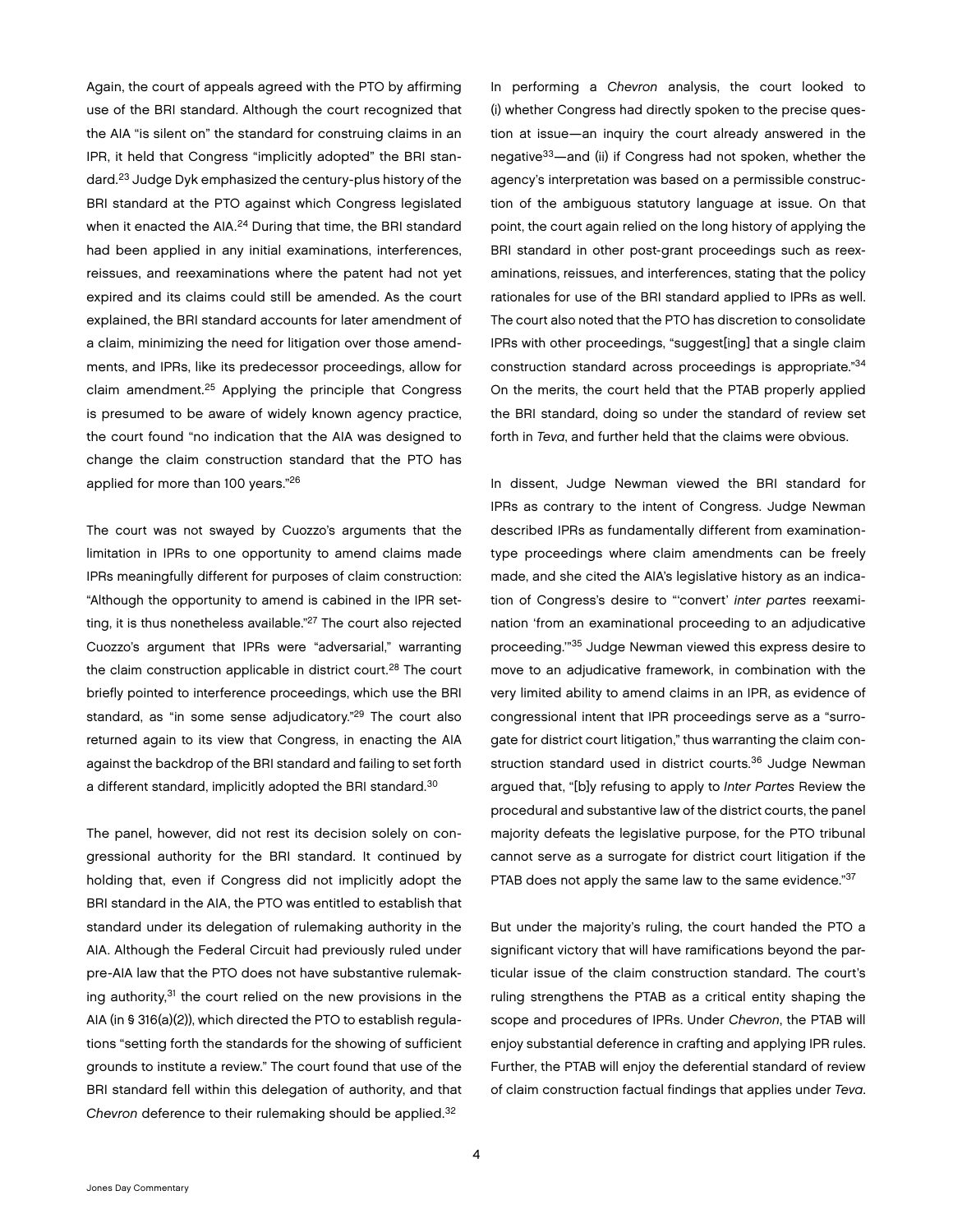Again, the court of appeals agreed with the PTO by affirming use of the BRI standard. Although the court recognized that the AIA "is silent on" the standard for construing claims in an IPR, it held that Congress "implicitly adopted" the BRI standard.[23] Judge Dyk emphasized the century-plus history of the BRI standard at the PTO against which Congress legislated when it enacted the AIA.[24] During that time, the BRI standard had been applied in any initial examinations, interferences, reissues, and reexaminations where the patent had not yet expired and its claims could still be amended. As the court explained, the BRI standard accounts for later amendment of a claim, minimizing the need for litigation over those amendments, and IPRs, like its predecessor proceedings, allow for claim amendment.[25] Applying the principle that Congress is presumed to be aware of widely known agency practice, the court found "no indication that the AIA was designed to change the claim construction standard that the PTO has applied for more than 100 years."[26]

The court was not swayed by Cuozzo's arguments that the limitation in IPRs to one opportunity to amend claims made IPRs meaningfully different for purposes of claim construction: "Although the opportunity to amend is cabined in the IPR setting, it is thus nonetheless available."[27] The court also rejected Cuozzo's argument that IPRs were "adversarial," warranting the claim construction applicable in district court.[28] The court briefly pointed to interference proceedings, which use the BRI standard, as "in some sense adjudicatory."[29] The court also returned again to its view that Congress, in enacting the AIA against the backdrop of the BRI standard and failing to set forth a different standard, implicitly adopted the BRI standard.[30]

The panel, however, did not rest its decision solely on congressional authority for the BRI standard. It continued by holding that, even if Congress did not implicitly adopt the BRI standard in the AIA, the PTO was entitled to establish that standard under its delegation of rulemaking authority in the AIA. Although the Federal Circuit had previously ruled under pre-AIA law that the PTO does not have substantive rulemaking authority,[31] the court relied on the new provisions in the AIA (in § 316(a)(2)), which directed the PTO to establish regulations "setting forth the standards for the showing of sufficient grounds to institute a review." The court found that use of the BRI standard fell within this delegation of authority, and that *Chevron* deference to their rulemaking should be applied.[32]

In performing a *Chevron* analysis, the court looked to (i) whether Congress had directly spoken to the precise question at issue—an inquiry the court already answered in the negative[33]—and (ii) if Congress had not spoken, whether the agency's interpretation was based on a permissible construction of the ambiguous statutory language at issue. On that point, the court again relied on the long history of applying the BRI standard in other post-grant proceedings such as reexaminations, reissues, and interferences, stating that the policy rationales for use of the BRI standard applied to IPRs as well. The court also noted that the PTO has discretion to consolidate IPRs with other proceedings, "suggest[ing] that a single claim construction standard across proceedings is appropriate."[34] On the merits, the court held that the PTAB properly applied the BRI standard, doing so under the standard of review set forth in *Teva*, and further held that the claims were obvious.

In dissent, Judge Newman viewed the BRI standard for IPRs as contrary to the intent of Congress. Judge Newman described IPRs as fundamentally different from examination-type proceedings where claim amendments can be freely made, and she cited the AIA's legislative history as an indication of Congress's desire to "'convert' *inter partes* reexamination 'from an examinational proceeding to an adjudicative proceeding.'"[35] Judge Newman viewed this express desire to move to an adjudicative framework, in combination with the very limited ability to amend claims in an IPR, as evidence of congressional intent that IPR proceedings serve as a "surrogate for district court litigation," thus warranting the claim construction standard used in district courts.[36] Judge Newman argued that, "[b]y refusing to apply to *Inter Partes* Review the procedural and substantive law of the district courts, the panel majority defeats the legislative purpose, for the PTO tribunal cannot serve as a surrogate for district court litigation if the PTAB does not apply the same law to the same evidence."[37]

But under the majority's ruling, the court handed the PTO a significant victory that will have ramifications beyond the particular issue of the claim construction standard. The court's ruling strengthens the PTAB as a critical entity shaping the scope and procedures of IPRs. Under *Chevron*, the PTAB will enjoy substantial deference in crafting and applying IPR rules. Further, the PTAB will enjoy the deferential standard of review of claim construction factual findings that applies under *Teva*.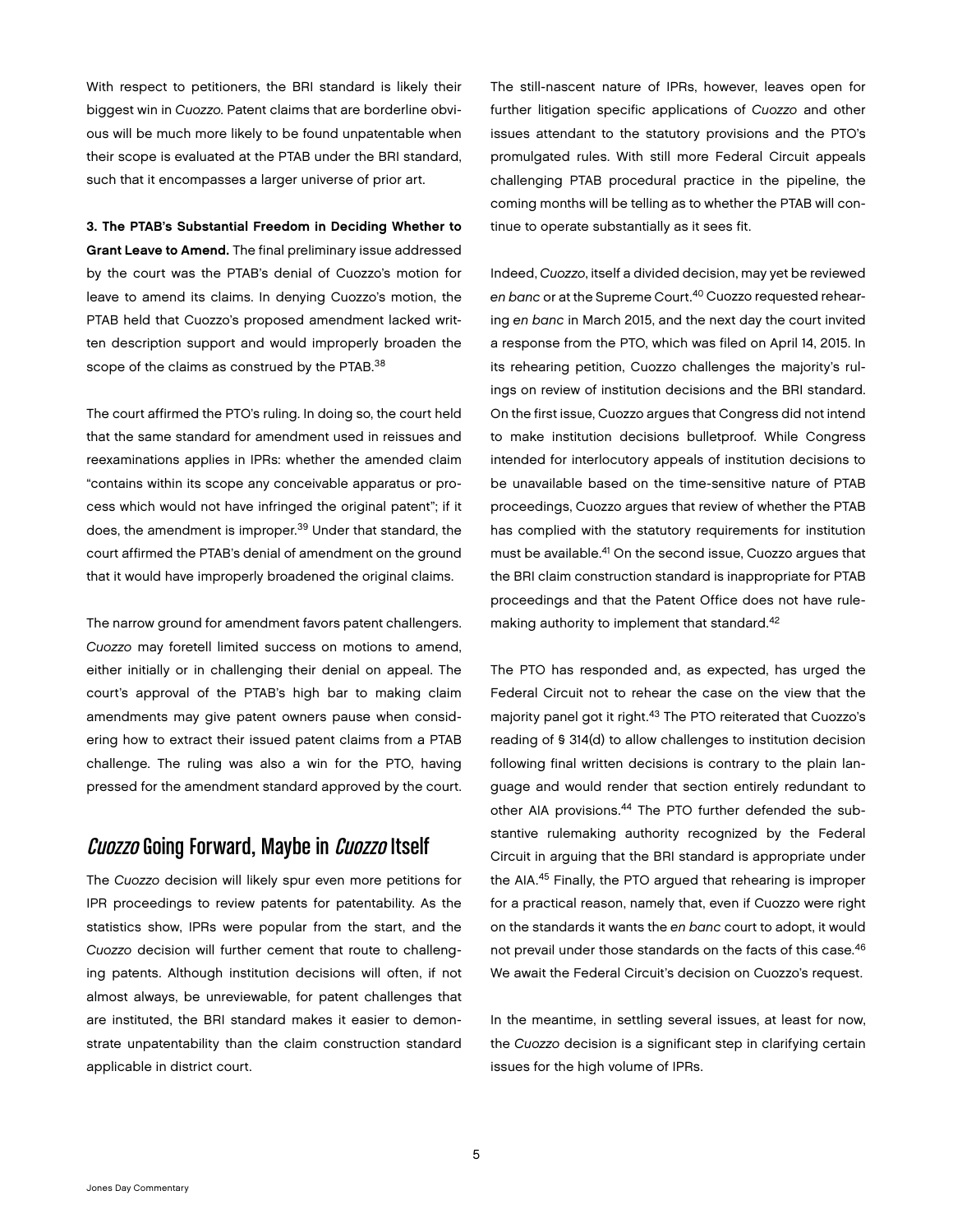With respect to petitioners, the BRI standard is likely their biggest win in *Cuozzo*. Patent claims that are borderline obvious will be much more likely to be found unpatentable when their scope is evaluated at the PTAB under the BRI standard, such that it encompasses a larger universe of prior art.

**3. The PTAB's Substantial Freedom in Deciding Whether to Grant Leave to Amend.** The final preliminary issue addressed by the court was the PTAB's denial of Cuozzo's motion for leave to amend its claims. In denying Cuozzo's motion, the PTAB held that Cuozzo's proposed amendment lacked written description support and would improperly broaden the scope of the claims as construed by the PTAB.[38]

The court affirmed the PTO's ruling. In doing so, the court held that the same standard for amendment used in reissues and reexaminations applies in IPRs: whether the amended claim "contains within its scope any conceivable apparatus or process which would not have infringed the original patent"; if it does, the amendment is improper.[39] Under that standard, the court affirmed the PTAB's denial of amendment on the ground that it would have improperly broadened the original claims.

The narrow ground for amendment favors patent challengers. *Cuozzo* may foretell limited success on motions to amend, either initially or in challenging their denial on appeal. The court's approval of the PTAB's high bar to making claim amendments may give patent owners pause when considering how to extract their issued patent claims from a PTAB challenge. The ruling was also a win for the PTO, having pressed for the amendment standard approved by the court.

## *Cuozzo* Going Forward, Maybe in *Cuozzo* Itself

The *Cuozzo* decision will likely spur even more petitions for IPR proceedings to review patents for patentability. As the statistics show, IPRs were popular from the start, and the *Cuozzo* decision will further cement that route to challenging patents. Although institution decisions will often, if not almost always, be unreviewable, for patent challenges that are instituted, the BRI standard makes it easier to demonstrate unpatentability than the claim construction standard applicable in district court.

The still-nascent nature of IPRs, however, leaves open for further litigation specific applications of *Cuozzo* and other issues attendant to the statutory provisions and the PTO's promulgated rules. With still more Federal Circuit appeals challenging PTAB procedural practice in the pipeline, the coming months will be telling as to whether the PTAB will continue to operate substantially as it sees fit.

Indeed, *Cuozzo*, itself a divided decision, may yet be reviewed *en banc* or at the Supreme Court.[40] Cuozzo requested rehearing *en banc* in March 2015, and the next day the court invited a response from the PTO, which was filed on April 14, 2015. In its rehearing petition, Cuozzo challenges the majority's rulings on review of institution decisions and the BRI standard. On the first issue, Cuozzo argues that Congress did not intend to make institution decisions bulletproof. While Congress intended for interlocutory appeals of institution decisions to be unavailable based on the time-sensitive nature of PTAB proceedings, Cuozzo argues that review of whether the PTAB has complied with the statutory requirements for institution must be available.[41] On the second issue, Cuozzo argues that the BRI claim construction standard is inappropriate for PTAB proceedings and that the Patent Office does not have rulemaking authority to implement that standard.[42]

The PTO has responded and, as expected, has urged the Federal Circuit not to rehear the case on the view that the majority panel got it right.[43] The PTO reiterated that Cuozzo's reading of § 314(d) to allow challenges to institution decision following final written decisions is contrary to the plain language and would render that section entirely redundant to other AIA provisions.[44] The PTO further defended the substantive rulemaking authority recognized by the Federal Circuit in arguing that the BRI standard is appropriate under the AIA.[45] Finally, the PTO argued that rehearing is improper for a practical reason, namely that, even if Cuozzo were right on the standards it wants the *en banc* court to adopt, it would not prevail under those standards on the facts of this case.[46] We await the Federal Circuit's decision on Cuozzo's request.

In the meantime, in settling several issues, at least for now, the *Cuozzo* decision is a significant step in clarifying certain issues for the high volume of IPRs.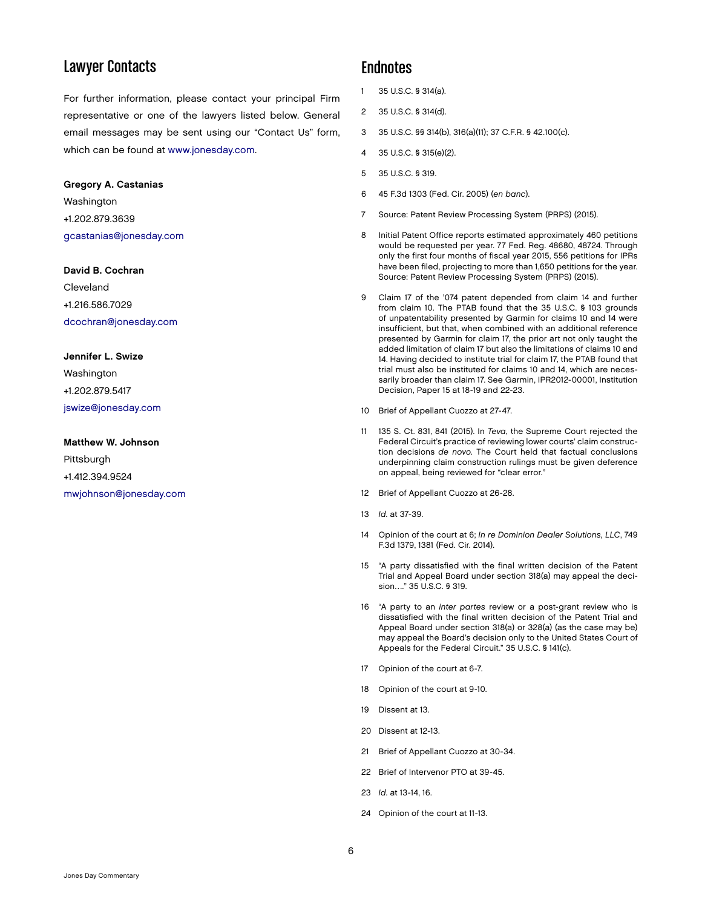## Lawyer Contacts

For further information, please contact your principal Firm representative or one of the lawyers listed below. General email messages may be sent using our "Contact Us" form, which can be found at www.jonesday.com.

**Gregory A. Castanias**
Washington
+1.202.879.3639
gcastanias@jonesday.com

**David B. Cochran**
Cleveland
+1.216.586.7029
dcochran@jonesday.com

**Jennifer L. Swize**
Washington
+1.202.879.5417
jswize@jonesday.com

**Matthew W. Johnson**
Pittsburgh
+1.412.394.9524
mwjohnson@jonesday.com

## Endnotes

1. 35 U.S.C. § 314(a).
2. 35 U.S.C. § 314(d).
3. 35 U.S.C. §§ 314(b), 316(a)(11); 37 C.F.R. § 42.100(c).
4. 35 U.S.C. § 315(e)(2).
5. 35 U.S.C. § 319.
6. 45 F.3d 1303 (Fed. Cir. 2005) (*en banc*).
7. Source: Patent Review Processing System (PRPS) (2015).
8. Initial Patent Office reports estimated approximately 460 petitions would be requested per year. 77 Fed. Reg. 48680, 48724. Through only the first four months of fiscal year 2015, 556 petitions for IPRs have been filed, projecting to more than 1,650 petitions for the year. Source: Patent Review Processing System (PRPS) (2015).
9. Claim 17 of the '074 patent depended from claim 14 and further from claim 10. The PTAB found that the 35 U.S.C. § 103 grounds of unpatentability presented by Garmin for claims 10 and 14 were insufficient, but that, when combined with an additional reference presented by Garmin for claim 17, the prior art not only taught the added limitation of claim 17 but also the limitations of claims 10 and 14. Having decided to institute trial for claim 17, the PTAB found that trial must also be instituted for claims 10 and 14, which are necessarily broader than claim 17. See Garmin, IPR2012-00001, Institution Decision, Paper 15 at 18-19 and 22-23.
10. Brief of Appellant Cuozzo at 27-47.
11. 135 S. Ct. 831, 841 (2015). In *Teva*, the Supreme Court rejected the Federal Circuit's practice of reviewing lower courts' claim construction decisions *de novo*. The Court held that factual conclusions underpinning claim construction rulings must be given deference on appeal, being reviewed for "clear error."
12. Brief of Appellant Cuozzo at 26-28.
13. *Id.* at 37-39.
14. Opinion of the court at 6; *In re Dominion Dealer Solutions, LLC*, 749 F.3d 1379, 1381 (Fed. Cir. 2014).
15. "A party dissatisfied with the final written decision of the Patent Trial and Appeal Board under section 318(a) may appeal the decision…." 35 U.S.C. § 319.
16. "A party to an *inter partes* review or a post-grant review who is dissatisfied with the final written decision of the Patent Trial and Appeal Board under section 318(a) or 328(a) (as the case may be) may appeal the Board's decision only to the United States Court of Appeals for the Federal Circuit." 35 U.S.C. § 141(c).
17. Opinion of the court at 6-7.
18. Opinion of the court at 9-10.
19. Dissent at 13.
20. Dissent at 12-13.
21. Brief of Appellant Cuozzo at 30-34.
22. Brief of Intervenor PTO at 39-45.
23. *Id.* at 13-14, 16.
24. Opinion of the court at 11-13.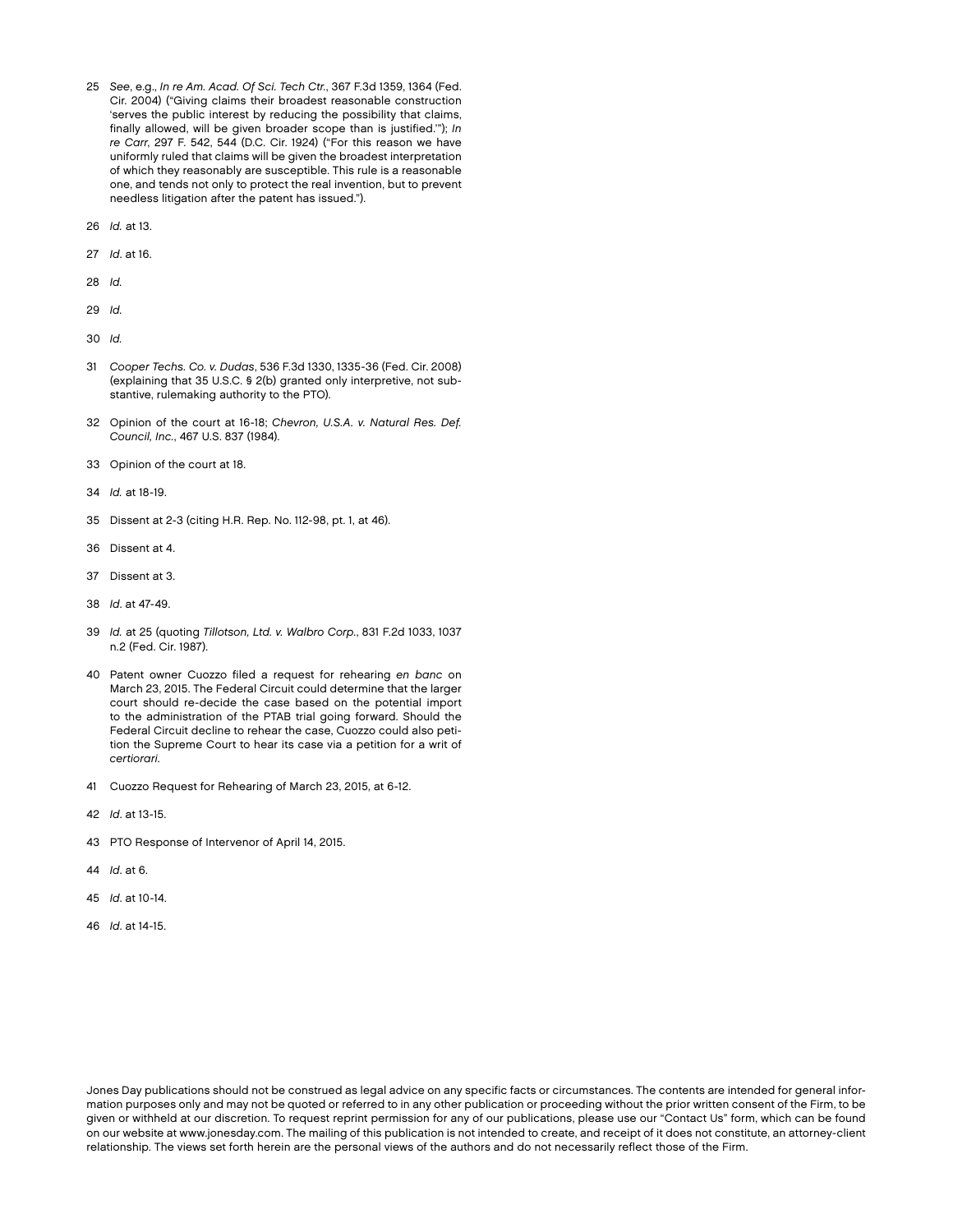25 *See*, e.g., *In re Am. Acad. Of Sci. Tech Ctr.*, 367 F.3d 1359, 1364 (Fed. Cir. 2004) ("Giving claims their broadest reasonable construction 'serves the public interest by reducing the possibility that claims, finally allowed, will be given broader scope than is justified.'"); *In re Carr*, 297 F. 542, 544 (D.C. Cir. 1924) ("For this reason we have uniformly ruled that claims will be given the broadest interpretation of which they reasonably are susceptible. This rule is a reasonable one, and tends not only to protect the real invention, but to prevent needless litigation after the patent has issued.").

26 *Id.* at 13.

27 *Id*. at 16.

28 *Id.*

29 *Id.*

30 *Id.*

31 *Cooper Techs. Co. v. Dudas*, 536 F.3d 1330, 1335-36 (Fed. Cir. 2008) (explaining that 35 U.S.C. § 2(b) granted only interpretive, not substantive, rulemaking authority to the PTO).

32 Opinion of the court at 16-18; *Chevron, U.S.A. v. Natural Res. Def. Council, Inc.*, 467 U.S. 837 (1984).

33 Opinion of the court at 18.

34 *Id.* at 18-19.

35 Dissent at 2-3 (citing H.R. Rep. No. 112-98, pt. 1, at 46).

36 Dissent at 4.

37 Dissent at 3.

38 *Id*. at 47-49.

39 *Id.* at 25 (quoting *Tillotson, Ltd. v. Walbro Corp.*, 831 F.2d 1033, 1037 n.2 (Fed. Cir. 1987).

40 Patent owner Cuozzo filed a request for rehearing *en banc* on March 23, 2015. The Federal Circuit could determine that the larger court should re-decide the case based on the potential import to the administration of the PTAB trial going forward. Should the Federal Circuit decline to rehear the case, Cuozzo could also petition the Supreme Court to hear its case via a petition for a writ of *certiorari*.

41 Cuozzo Request for Rehearing of March 23, 2015, at 6-12.

42 *Id*. at 13-15.

43 PTO Response of Intervenor of April 14, 2015.

44 *Id*. at 6.

45 *Id*. at 10-14.

46 *Id*. at 14-15.

Jones Day publications should not be construed as legal advice on any specific facts or circumstances. The contents are intended for general information purposes only and may not be quoted or referred to in any other publication or proceeding without the prior written consent of the Firm, to be given or withheld at our discretion. To request reprint permission for any of our publications, please use our "Contact Us" form, which can be found on our website at www.jonesday.com. The mailing of this publication is not intended to create, and receipt of it does not constitute, an attorney-client relationship. The views set forth herein are the personal views of the authors and do not necessarily reflect those of the Firm.